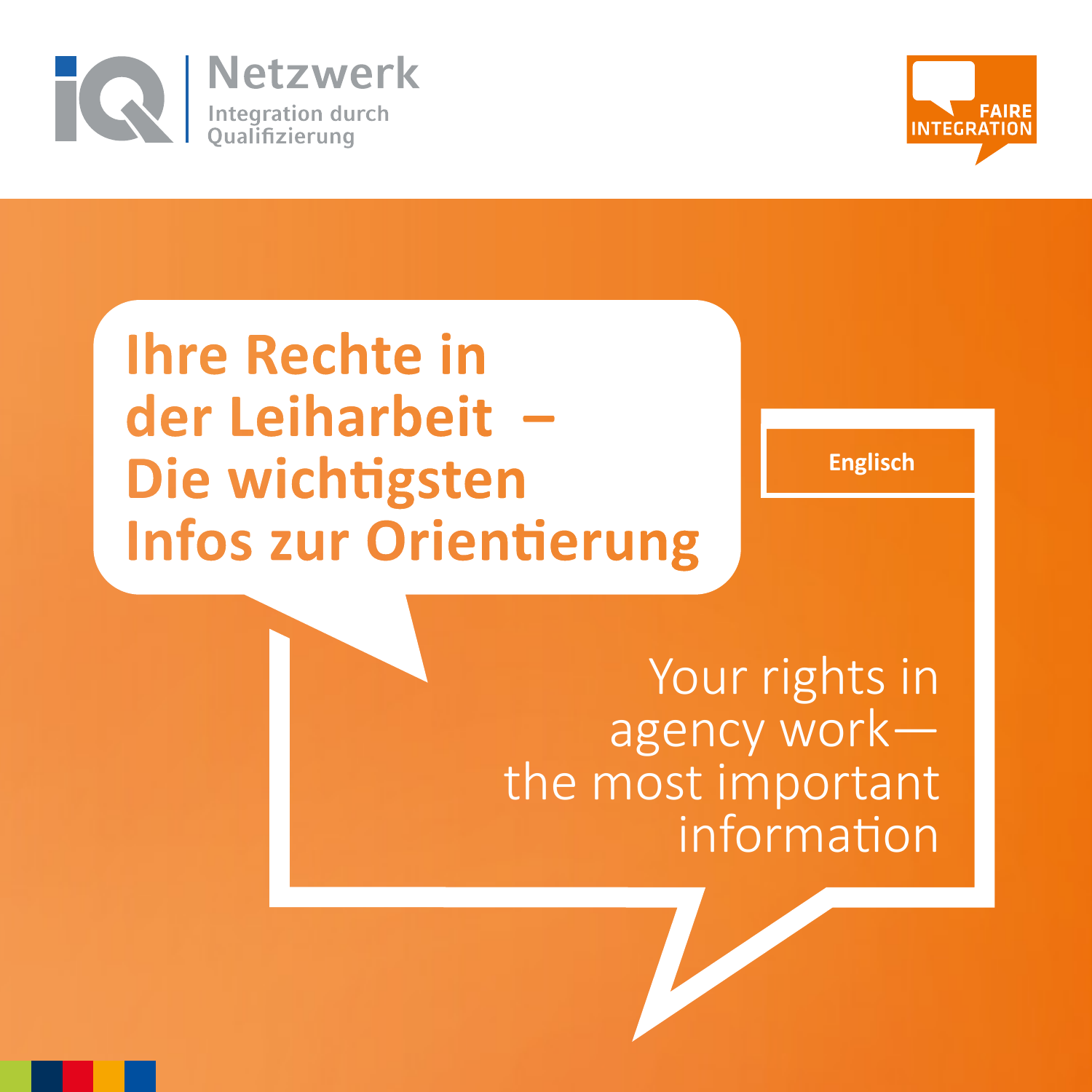IQ Netzwerk
Integration durch Qualifizierung

FAIRE INTEGRATION

# Ihre Rechte in der Leiharbeit – Die wichtigsten Infos zur Orientierung

Englisch

## Your rights in agency work— the most important information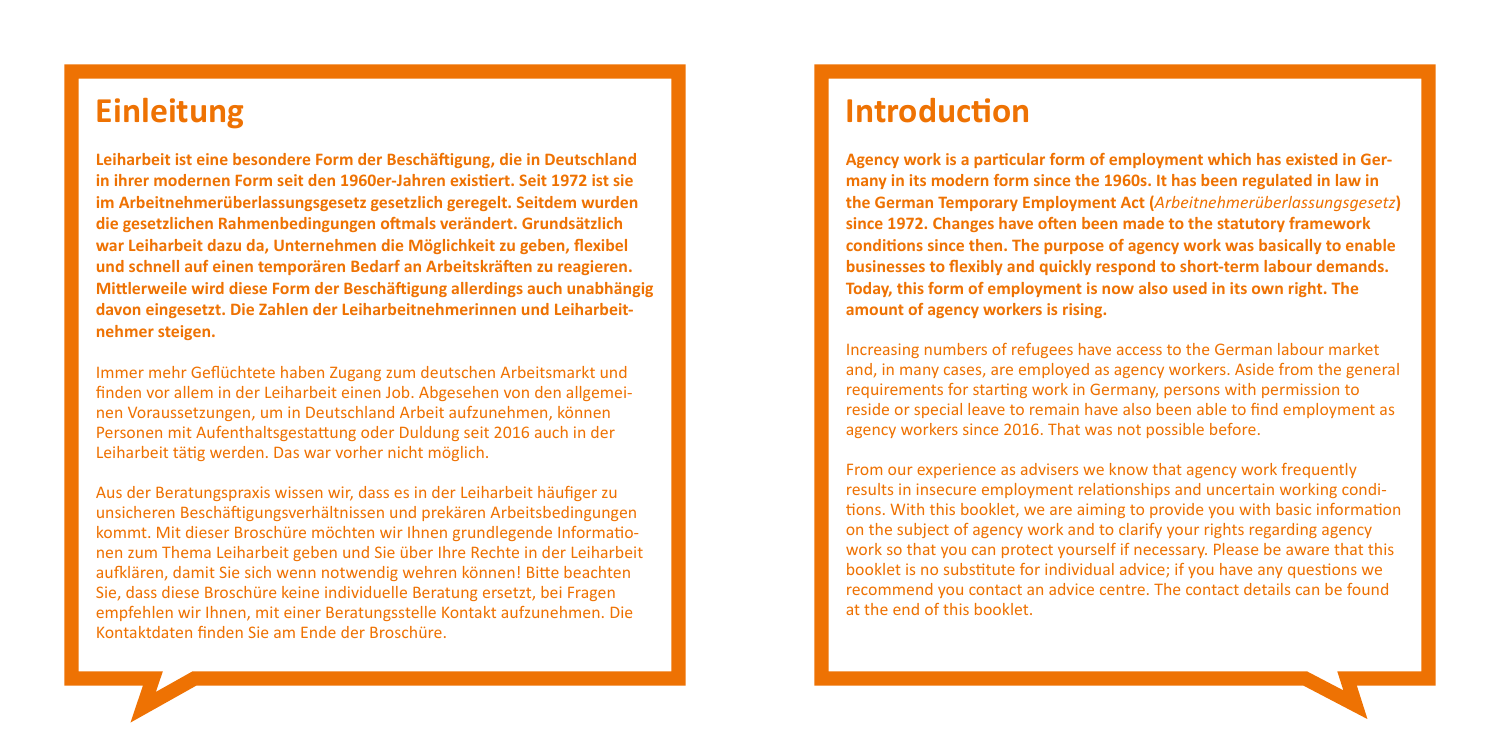## Einleitung

**Leiharbeit ist eine besondere Form der Beschäftigung, die in Deutschland in ihrer modernen Form seit den 1960er-Jahren existiert. Seit 1972 ist sie im Arbeitnehmerüberlassungsgesetz gesetzlich geregelt. Seitdem wurden die gesetzlichen Rahmenbedingungen oftmals verändert. Grundsätzlich war Leiharbeit dazu da, Unternehmen die Möglichkeit zu geben, flexibel und schnell auf einen temporären Bedarf an Arbeitskräften zu reagieren. Mittlerweile wird diese Form der Beschäftigung allerdings auch unabhängig davon eingesetzt. Die Zahlen der Leiharbeitnehmerinnen und Leiharbeitnehmer steigen.**

Immer mehr Geflüchtete haben Zugang zum deutschen Arbeitsmarkt und finden vor allem in der Leiharbeit einen Job. Abgesehen von den allgemeinen Voraussetzungen, um in Deutschland Arbeit aufzunehmen, können Personen mit Aufenthaltsgestattung oder Duldung seit 2016 auch in der Leiharbeit tätig werden. Das war vorher nicht möglich.

Aus der Beratungspraxis wissen wir, dass es in der Leiharbeit häufiger zu unsicheren Beschäftigungsverhältnissen und prekären Arbeitsbedingungen kommt. Mit dieser Broschüre möchten wir Ihnen grundlegende Informationen zum Thema Leiharbeit geben und Sie über Ihre Rechte in der Leiharbeit aufklären, damit Sie sich wenn notwendig wehren können! Bitte beachten Sie, dass diese Broschüre keine individuelle Beratung ersetzt, bei Fragen empfehlen wir Ihnen, mit einer Beratungsstelle Kontakt aufzunehmen. Die Kontaktdaten finden Sie am Ende der Broschüre.

## Introduction

**Agency work is a particular form of employment which has existed in Germany in its modern form since the 1960s. It has been regulated in law in the German Temporary Employment Act (*Arbeitnehmerüberlassungsgesetz*) since 1972. Changes have often been made to the statutory framework conditions since then. The purpose of agency work was basically to enable businesses to flexibly and quickly respond to short-term labour demands. Today, this form of employment is now also used in its own right. The amount of agency workers is rising.**

Increasing numbers of refugees have access to the German labour market and, in many cases, are employed as agency workers. Aside from the general requirements for starting work in Germany, persons with permission to reside or special leave to remain have also been able to find employment as agency workers since 2016. That was not possible before.

From our experience as advisers we know that agency work frequently results in insecure employment relationships and uncertain working conditions. With this booklet, we are aiming to provide you with basic information on the subject of agency work and to clarify your rights regarding agency work so that you can protect yourself if necessary. Please be aware that this booklet is no substitute for individual advice; if you have any questions we recommend you contact an advice centre. The contact details can be found at the end of this booklet.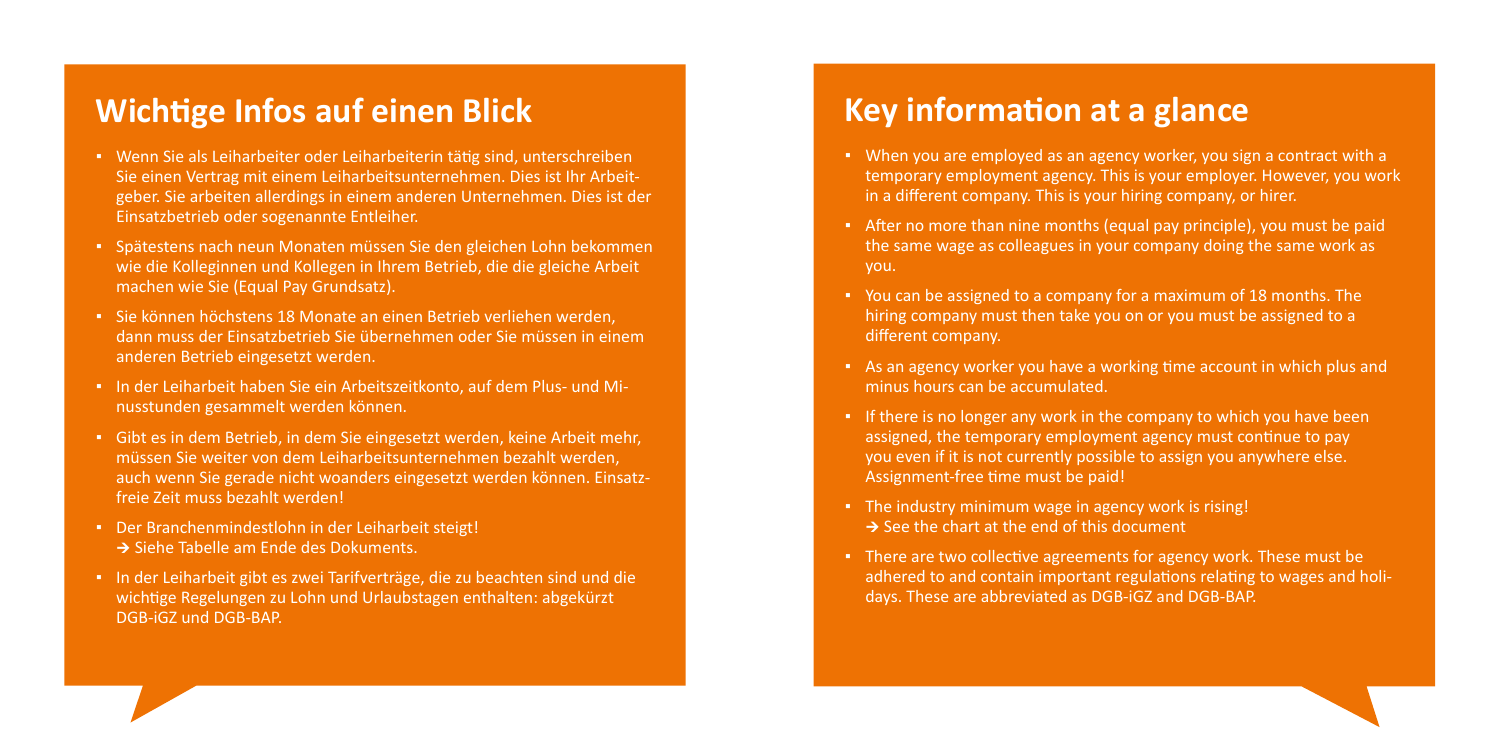## Wichtige Infos auf einen Blick

- Wenn Sie als Leiharbeiter oder Leiharbeiterin tätig sind, unterschreiben Sie einen Vertrag mit einem Leiharbeitsunternehmen. Dies ist Ihr Arbeitgeber. Sie arbeiten allerdings in einem anderen Unternehmen. Dies ist der Einsatzbetrieb oder sogenannte Entleiher.
- Spätestens nach neun Monaten müssen Sie den gleichen Lohn bekommen wie die Kolleginnen und Kollegen in Ihrem Betrieb, die die gleiche Arbeit machen wie Sie (Equal Pay Grundsatz).
- Sie können höchstens 18 Monate an einen Betrieb verliehen werden, dann muss der Einsatzbetrieb Sie übernehmen oder Sie müssen in einem anderen Betrieb eingesetzt werden.
- In der Leiharbeit haben Sie ein Arbeitszeitkonto, auf dem Plus- und Minusstunden gesammelt werden können.
- Gibt es in dem Betrieb, in dem Sie eingesetzt werden, keine Arbeit mehr, müssen Sie weiter von dem Leiharbeitsunternehmen bezahlt werden, auch wenn Sie gerade nicht woanders eingesetzt werden können. Einsatzfreie Zeit muss bezahlt werden!
- Der Branchenmindestlohn in der Leiharbeit steigt!
  → Siehe Tabelle am Ende des Dokuments.
- In der Leiharbeit gibt es zwei Tarifverträge, die zu beachten sind und die wichtige Regelungen zu Lohn und Urlaubstagen enthalten: abgekürzt DGB-iGZ und DGB-BAP.

## Key information at a glance

- When you are employed as an agency worker, you sign a contract with a temporary employment agency. This is your employer. However, you work in a different company. This is your hiring company, or hirer.
- After no more than nine months (equal pay principle), you must be paid the same wage as colleagues in your company doing the same work as you.
- You can be assigned to a company for a maximum of 18 months. The hiring company must then take you on or you must be assigned to a different company.
- As an agency worker you have a working time account in which plus and minus hours can be accumulated.
- If there is no longer any work in the company to which you have been assigned, the temporary employment agency must continue to pay you even if it is not currently possible to assign you anywhere else. Assignment-free time must be paid!
- The industry minimum wage in agency work is rising!
  → See the chart at the end of this document
- There are two collective agreements for agency work. These must be adhered to and contain important regulations relating to wages and holidays. These are abbreviated as DGB-iGZ and DGB-BAP.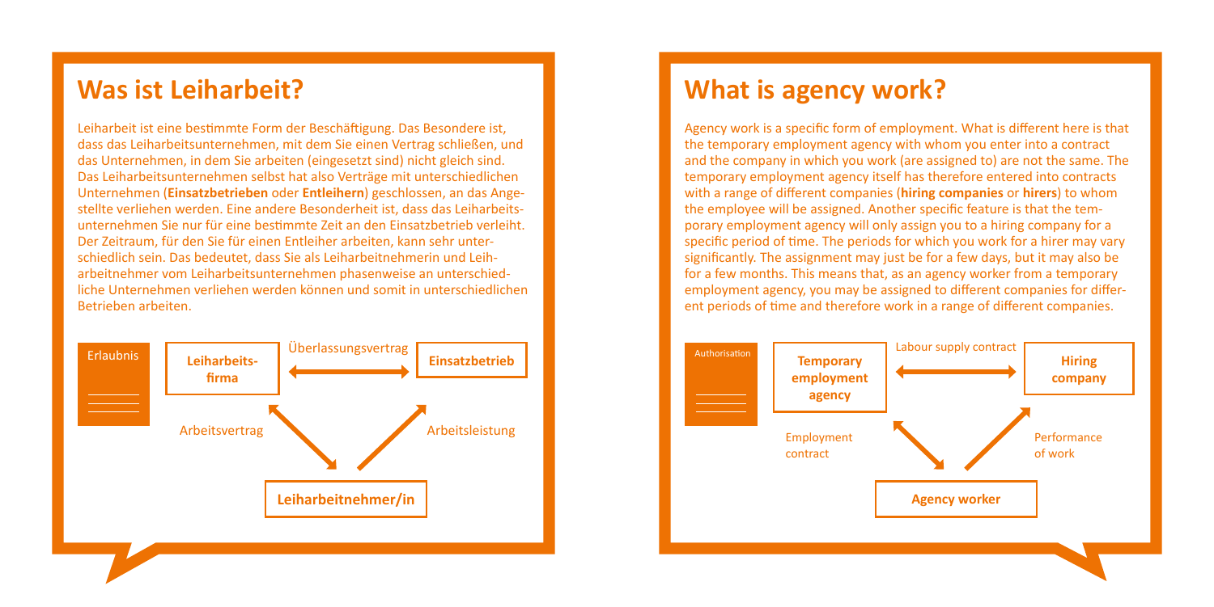## Was ist Leiharbeit?

Leiharbeit ist eine bestimmte Form der Beschäftigung. Das Besondere ist, dass das Leiharbeitsunternehmen, mit dem Sie einen Vertrag schließen, und das Unternehmen, in dem Sie arbeiten (eingesetzt sind) nicht gleich sind. Das Leiharbeitsunternehmen selbst hat also Verträge mit unterschiedlichen Unternehmen (**Einsatzbetrieben** oder **Entleihern**) geschlossen, an das Angestellte verliehen werden. Eine andere Besonderheit ist, dass das Leiharbeitsunternehmen Sie nur für eine bestimmte Zeit an den Einsatzbetrieb verleiht. Der Zeitraum, für den Sie für einen Entleiher arbeiten, kann sehr unterschiedlich sein. Das bedeutet, dass Sie als Leiharbeitnehmerin und Leiharbeitnehmer vom Leiharbeitsunternehmen phasenweise an unterschiedliche Unternehmen verliehen werden können und somit in unterschiedlichen Betrieben arbeiten.

Erlaubnis

**Leiharbeitsfirma** ← Überlassungsvertrag → **Einsatzbetrieb**

Arbeitsvertrag

Arbeitsleistung

**Leiharbeitnehmer/in**

## What is agency work?

Agency work is a specific form of employment. What is different here is that the temporary employment agency with whom you enter into a contract and the company in which you work (are assigned to) are not the same. The temporary employment agency itself has therefore entered into contracts with a range of different companies (**hiring companies** or **hirers**) to whom the employee will be assigned. Another specific feature is that the temporary employment agency will only assign you to a hiring company for a specific period of time. The periods for which you work for a hirer may vary significantly. The assignment may just be for a few days, but it may also be for a few months. This means that, as an agency worker from a temporary employment agency, you may be assigned to different companies for different periods of time and therefore work in a range of different companies.

Authorisation

**Temporary employment agency** ← Labour supply contract → **Hiring company**

Employment contract

Performance of work

**Agency worker**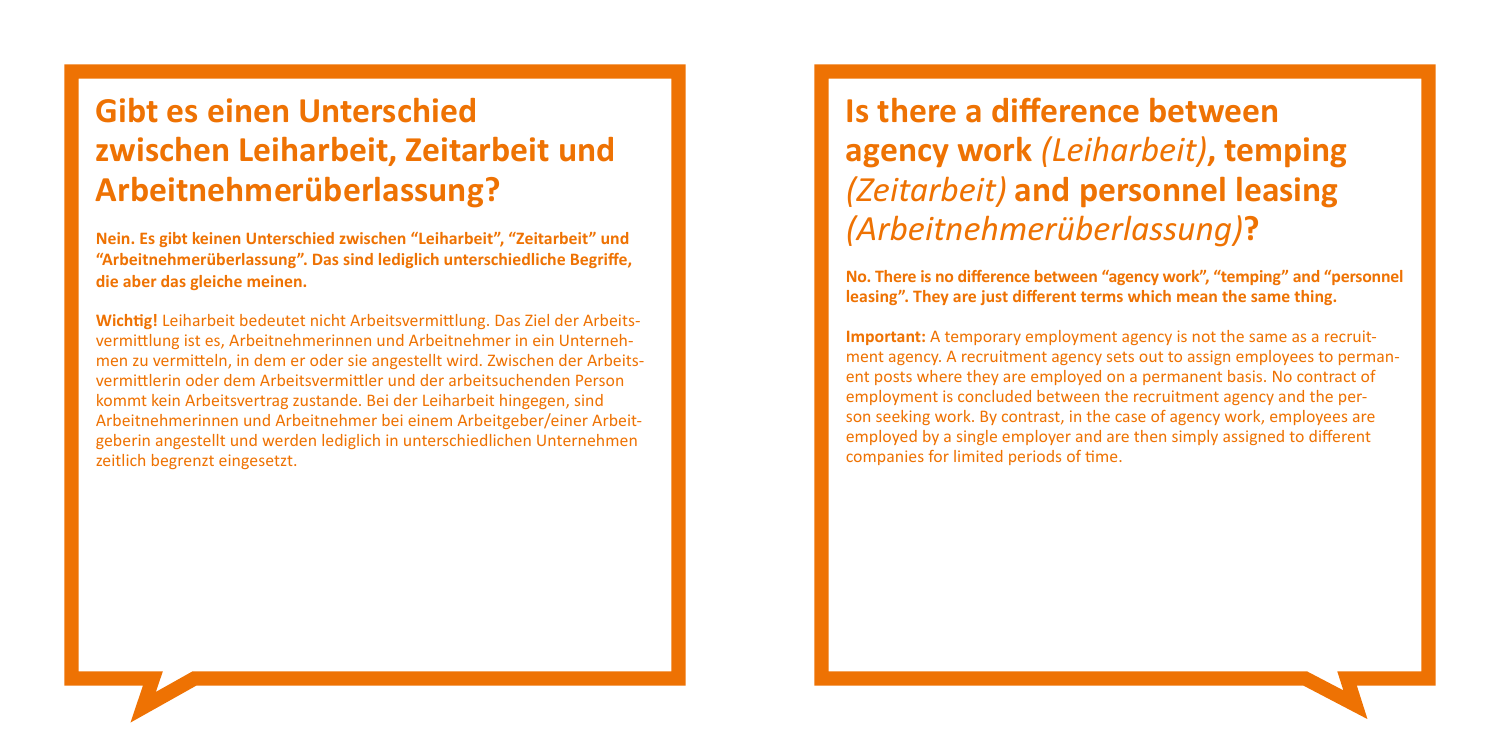## Gibt es einen Unterschied zwischen Leiharbeit, Zeitarbeit und Arbeitnehmerüberlassung?

**Nein. Es gibt keinen Unterschied zwischen "Leiharbeit", "Zeitarbeit" und "Arbeitnehmerüberlassung". Das sind lediglich unterschiedliche Begriffe, die aber das gleiche meinen.**

**Wichtig!** Leiharbeit bedeutet nicht Arbeitsvermittlung. Das Ziel der Arbeitsvermittlung ist es, Arbeitnehmerinnen und Arbeitnehmer in ein Unternehmen zu vermitteln, in dem er oder sie angestellt wird. Zwischen der Arbeitsvermittlerin oder dem Arbeitsvermittler und der arbeitsuchenden Person kommt kein Arbeitsvertrag zustande. Bei der Leiharbeit hingegen, sind Arbeitnehmerinnen und Arbeitnehmer bei einem Arbeitgeber/einer Arbeitgeberin angestellt und werden lediglich in unterschiedlichen Unternehmen zeitlich begrenzt eingesetzt.

## Is there a difference between agency work *(Leiharbeit)*, temping *(Zeitarbeit)* and personnel leasing *(Arbeitnehmerüberlassung)*?

**No. There is no difference between "agency work", "temping" and "personnel leasing". They are just different terms which mean the same thing.**

**Important:** A temporary employment agency is not the same as a recruitment agency. A recruitment agency sets out to assign employees to permanent posts where they are employed on a permanent basis. No contract of employment is concluded between the recruitment agency and the person seeking work. By contrast, in the case of agency work, employees are employed by a single employer and are then simply assigned to different companies for limited periods of time.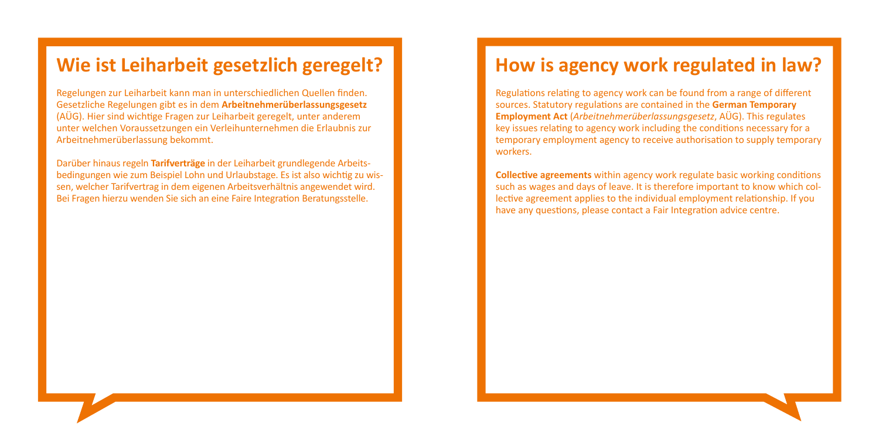## Wie ist Leiharbeit gesetzlich geregelt?

Regelungen zur Leiharbeit kann man in unterschiedlichen Quellen finden. Gesetzliche Regelungen gibt es in dem **Arbeitnehmerüberlassungsgesetz** (AÜG). Hier sind wichtige Fragen zur Leiharbeit geregelt, unter anderem unter welchen Voraussetzungen ein Verleihunternehmen die Erlaubnis zur Arbeitnehmerüberlassung bekommt.

Darüber hinaus regeln **Tarifverträge** in der Leiharbeit grundlegende Arbeitsbedingungen wie zum Beispiel Lohn und Urlaubstage. Es ist also wichtig zu wissen, welcher Tarifvertrag in dem eigenen Arbeitsverhältnis angewendet wird. Bei Fragen hierzu wenden Sie sich an eine Faire Integration Beratungsstelle.

## How is agency work regulated in law?

Regulations relating to agency work can be found from a range of different sources. Statutory regulations are contained in the **German Temporary Employment Act** (*Arbeitnehmerüberlassungsgesetz*, AÜG). This regulates key issues relating to agency work including the conditions necessary for a temporary employment agency to receive authorisation to supply temporary workers.

**Collective agreements** within agency work regulate basic working conditions such as wages and days of leave. It is therefore important to know which collective agreement applies to the individual employment relationship. If you have any questions, please contact a Fair Integration advice centre.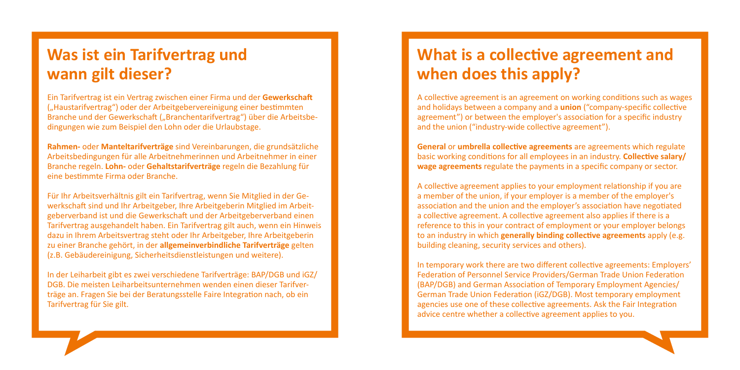## Was ist ein Tarifvertrag und wann gilt dieser?

Ein Tarifvertrag ist ein Vertrag zwischen einer Firma und der **Gewerkschaft** („Haustarifvertrag") oder der Arbeitgebervereinigung einer bestimmten Branche und der Gewerkschaft („Branchentarifvertrag") über die Arbeitsbedingungen wie zum Beispiel den Lohn oder die Urlaubstage.

**Rahmen-** oder **Manteltarifverträge** sind Vereinbarungen, die grundsätzliche Arbeitsbedingungen für alle Arbeitnehmerinnen und Arbeitnehmer in einer Branche regeln. **Lohn-** oder **Gehaltstarifverträge** regeln die Bezahlung für eine bestimmte Firma oder Branche.

Für Ihr Arbeitsverhältnis gilt ein Tarifvertrag, wenn Sie Mitglied in der Gewerkschaft sind und Ihr Arbeitgeber, Ihre Arbeitgeberin Mitglied im Arbeitgeberverband ist und die Gewerkschaft und der Arbeitgeberverband einen Tarifvertrag ausgehandelt haben. Ein Tarifvertrag gilt auch, wenn ein Hinweis dazu in Ihrem Arbeitsvertrag steht oder Ihr Arbeitgeber, Ihre Arbeitgeberin zu einer Branche gehört, in der **allgemeinverbindliche Tarifverträge** gelten (z.B. Gebäudereinigung, Sicherheitsdienstleistungen und weitere).

In der Leiharbeit gibt es zwei verschiedene Tarifverträge: BAP/DGB und iGZ/DGB. Die meisten Leiharbeitsunternehmen wenden einen dieser Tarifverträge an. Fragen Sie bei der Beratungsstelle Faire Integration nach, ob ein Tarifvertrag für Sie gilt.

## What is a collective agreement and when does this apply?

A collective agreement is an agreement on working conditions such as wages and holidays between a company and a **union** ("company-specific collective agreement") or between the employer's association for a specific industry and the union ("industry-wide collective agreement").

**General** or **umbrella collective agreements** are agreements which regulate basic working conditions for all employees in an industry. **Collective salary/wage agreements** regulate the payments in a specific company or sector.

A collective agreement applies to your employment relationship if you are a member of the union, if your employer is a member of the employer's association and the union and the employer's association have negotiated a collective agreement. A collective agreement also applies if there is a reference to this in your contract of employment or your employer belongs to an industry in which **generally binding collective agreements** apply (e.g. building cleaning, security services and others).

In temporary work there are two different collective agreements: Employers' Federation of Personnel Service Providers/German Trade Union Federation (BAP/DGB) and German Association of Temporary Employment Agencies/German Trade Union Federation (iGZ/DGB). Most temporary employment agencies use one of these collective agreements. Ask the Fair Integration advice centre whether a collective agreement applies to you.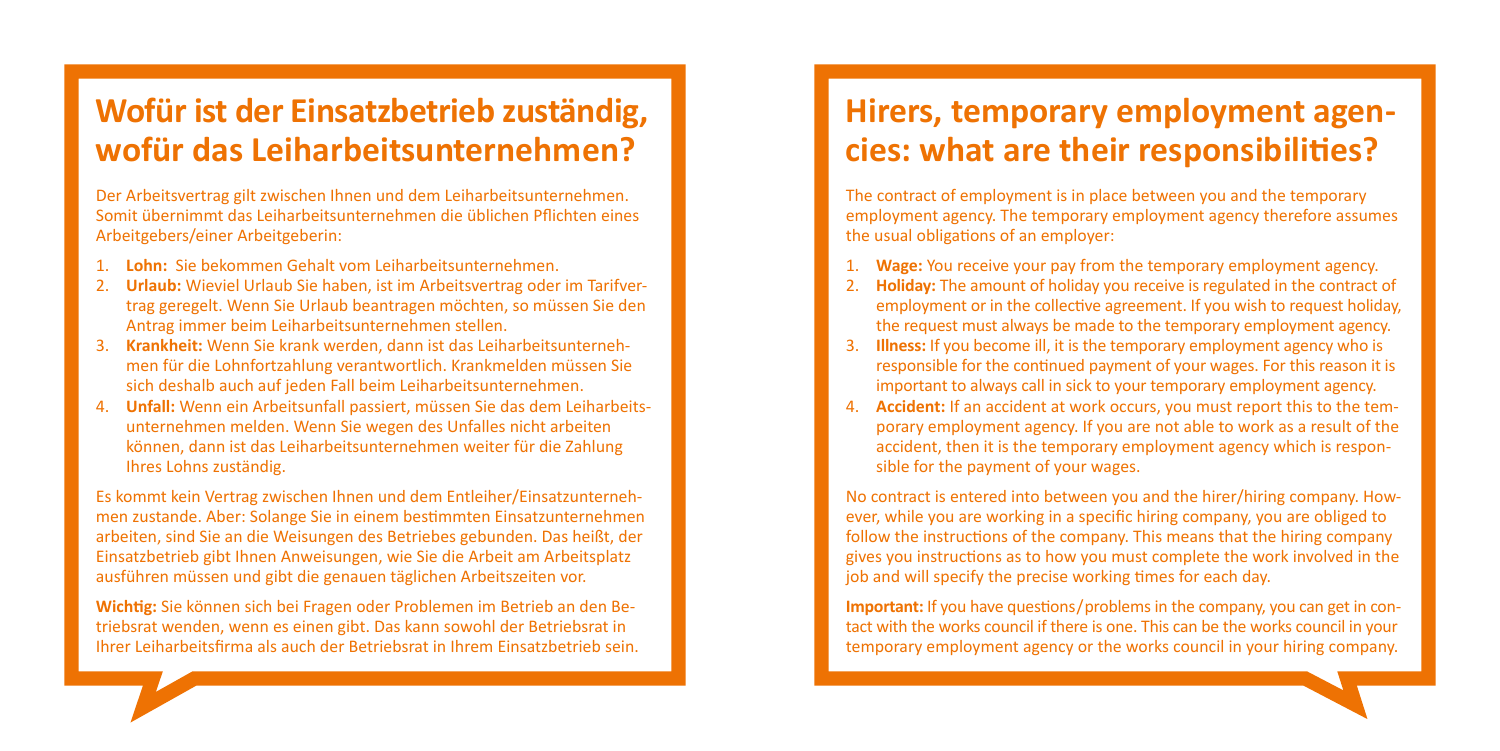## Wofür ist der Einsatzbetrieb zuständig, wofür das Leiharbeitsunternehmen?

Der Arbeitsvertrag gilt zwischen Ihnen und dem Leiharbeitsunternehmen. Somit übernimmt das Leiharbeitsunternehmen die üblichen Pflichten eines Arbeitgebers/einer Arbeitgeberin:

1. **Lohn:** Sie bekommen Gehalt vom Leiharbeitsunternehmen.
2. **Urlaub:** Wieviel Urlaub Sie haben, ist im Arbeitsvertrag oder im Tarifvertrag geregelt. Wenn Sie Urlaub beantragen möchten, so müssen Sie den Antrag immer beim Leiharbeitsunternehmen stellen.
3. **Krankheit:** Wenn Sie krank werden, dann ist das Leiharbeitsunternehmen für die Lohnfortzahlung verantwortlich. Krankmelden müssen Sie sich deshalb auch auf jeden Fall beim Leiharbeitsunternehmen.
4. **Unfall:** Wenn ein Arbeitsunfall passiert, müssen Sie das dem Leiharbeitsunternehmen melden. Wenn Sie wegen des Unfalles nicht arbeiten können, dann ist das Leiharbeitsunternehmen weiter für die Zahlung Ihres Lohns zuständig.

Es kommt kein Vertrag zwischen Ihnen und dem Entleiher/Einsatzunternehmen zustande. Aber: Solange Sie in einem bestimmten Einsatzunternehmen arbeiten, sind Sie an die Weisungen des Betriebes gebunden. Das heißt, der Einsatzbetrieb gibt Ihnen Anweisungen, wie Sie die Arbeit am Arbeitsplatz ausführen müssen und gibt die genauen täglichen Arbeitszeiten vor.

**Wichtig:** Sie können sich bei Fragen oder Problemen im Betrieb an den Betriebsrat wenden, wenn es einen gibt. Das kann sowohl der Betriebsrat in Ihrer Leiharbeitsfirma als auch der Betriebsrat in Ihrem Einsatzbetrieb sein.

## Hirers, temporary employment agencies: what are their responsibilities?

The contract of employment is in place between you and the temporary employment agency. The temporary employment agency therefore assumes the usual obligations of an employer:

1. **Wage:** You receive your pay from the temporary employment agency.
2. **Holiday:** The amount of holiday you receive is regulated in the contract of employment or in the collective agreement. If you wish to request holiday, the request must always be made to the temporary employment agency.
3. **Illness:** If you become ill, it is the temporary employment agency who is responsible for the continued payment of your wages. For this reason it is important to always call in sick to your temporary employment agency.
4. **Accident:** If an accident at work occurs, you must report this to the temporary employment agency. If you are not able to work as a result of the accident, then it is the temporary employment agency which is responsible for the payment of your wages.

No contract is entered into between you and the hirer/hiring company. However, while you are working in a specific hiring company, you are obliged to follow the instructions of the company. This means that the hiring company gives you instructions as to how you must complete the work involved in the job and will specify the precise working times for each day.

**Important:** If you have questions/problems in the company, you can get in contact with the works council if there is one. This can be the works council in your temporary employment agency or the works council in your hiring company.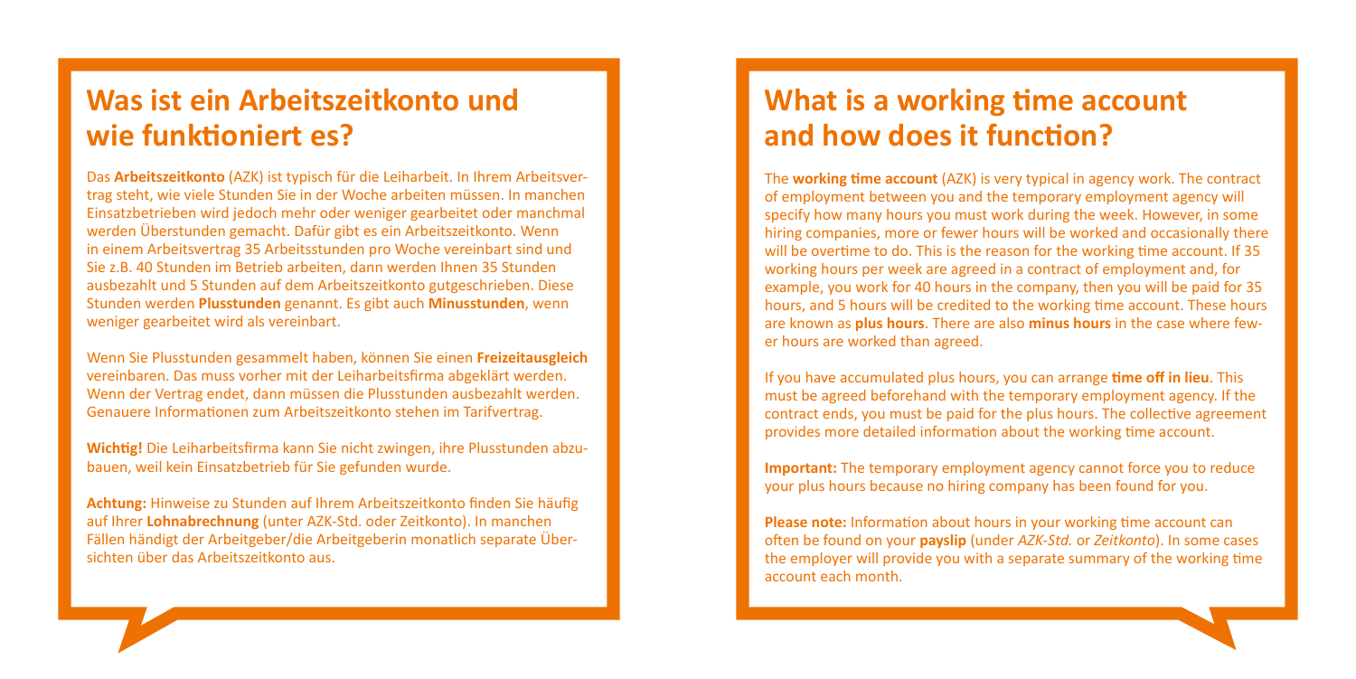## Was ist ein Arbeitszeitkonto und wie funktioniert es?

Das **Arbeitszeitkonto** (AZK) ist typisch für die Leiharbeit. In Ihrem Arbeitsvertrag steht, wie viele Stunden Sie in der Woche arbeiten müssen. In manchen Einsatzbetrieben wird jedoch mehr oder weniger gearbeitet oder manchmal werden Überstunden gemacht. Dafür gibt es ein Arbeitszeitkonto. Wenn in einem Arbeitsvertrag 35 Arbeitsstunden pro Woche vereinbart sind und Sie z.B. 40 Stunden im Betrieb arbeiten, dann werden Ihnen 35 Stunden ausbezahlt und 5 Stunden auf dem Arbeitszeitkonto gutgeschrieben. Diese Stunden werden **Plusstunden** genannt. Es gibt auch **Minusstunden**, wenn weniger gearbeitet wird als vereinbart.

Wenn Sie Plusstunden gesammelt haben, können Sie einen **Freizeitausgleich** vereinbaren. Das muss vorher mit der Leiharbeitsfirma abgeklärt werden. Wenn der Vertrag endet, dann müssen die Plusstunden ausbezahlt werden. Genauere Informationen zum Arbeitszeitkonto stehen im Tarifvertrag.

**Wichtig!** Die Leiharbeitsfirma kann Sie nicht zwingen, ihre Plusstunden abzubauen, weil kein Einsatzbetrieb für Sie gefunden wurde.

**Achtung:** Hinweise zu Stunden auf Ihrem Arbeitszeitkonto finden Sie häufig auf Ihrer **Lohnabrechnung** (unter AZK-Std. oder Zeitkonto). In manchen Fällen händigt der Arbeitgeber/die Arbeitgeberin monatlich separate Übersichten über das Arbeitszeitkonto aus.

## What is a working time account and how does it function?

The **working time account** (AZK) is very typical in agency work. The contract of employment between you and the temporary employment agency will specify how many hours you must work during the week. However, in some hiring companies, more or fewer hours will be worked and occasionally there will be overtime to do. This is the reason for the working time account. If 35 working hours per week are agreed in a contract of employment and, for example, you work for 40 hours in the company, then you will be paid for 35 hours, and 5 hours will be credited to the working time account. These hours are known as **plus hours**. There are also **minus hours** in the case where fewer hours are worked than agreed.

If you have accumulated plus hours, you can arrange **time off in lieu**. This must be agreed beforehand with the temporary employment agency. If the contract ends, you must be paid for the plus hours. The collective agreement provides more detailed information about the working time account.

**Important:** The temporary employment agency cannot force you to reduce your plus hours because no hiring company has been found for you.

**Please note:** Information about hours in your working time account can often be found on your **payslip** (under *AZK-Std.* or *Zeitkonto*). In some cases the employer will provide you with a separate summary of the working time account each month.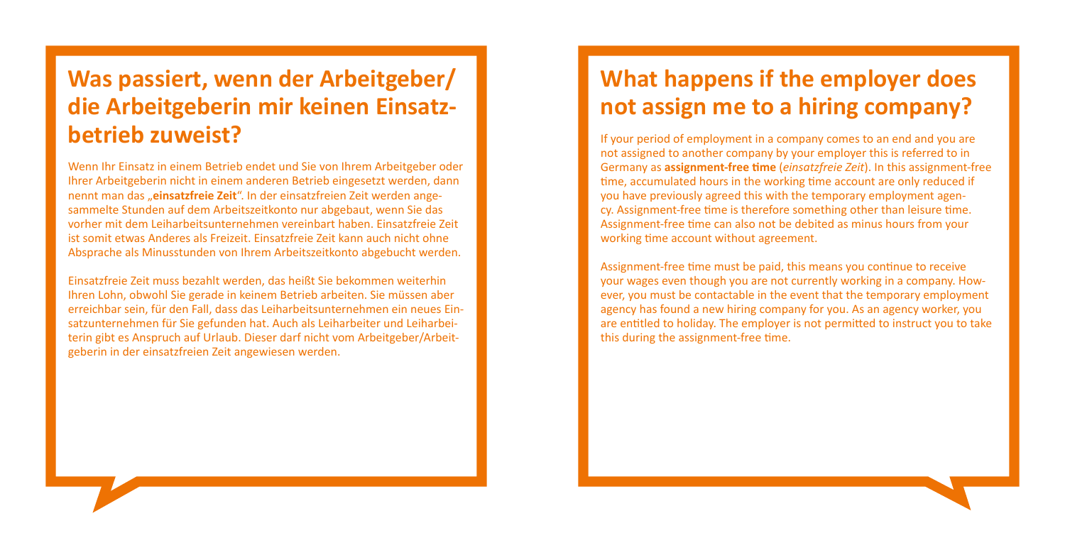## Was passiert, wenn der Arbeitgeber/die Arbeitgeberin mir keinen Einsatzbetrieb zuweist?

Wenn Ihr Einsatz in einem Betrieb endet und Sie von Ihrem Arbeitgeber oder Ihrer Arbeitgeberin nicht in einem anderen Betrieb eingesetzt werden, dann nennt man das „**einsatzfreie Zeit**". In der einsatzfreien Zeit werden angesammelte Stunden auf dem Arbeitszeitkonto nur abgebaut, wenn Sie das vorher mit dem Leiharbeitsunternehmen vereinbart haben. Einsatzfreie Zeit ist somit etwas Anderes als Freizeit. Einsatzfreie Zeit kann auch nicht ohne Absprache als Minusstunden von Ihrem Arbeitszeitkonto abgebucht werden.

Einsatzfreie Zeit muss bezahlt werden, das heißt Sie bekommen weiterhin Ihren Lohn, obwohl Sie gerade in keinem Betrieb arbeiten. Sie müssen aber erreichbar sein, für den Fall, dass das Leiharbeitsunternehmen ein neues Einsatzunternehmen für Sie gefunden hat. Auch als Leiharbeiter und Leiharbeiterin gibt es Anspruch auf Urlaub. Dieser darf nicht vom Arbeitgeber/Arbeitgeberin in der einsatzfreien Zeit angewiesen werden.

## What happens if the employer does not assign me to a hiring company?

If your period of employment in a company comes to an end and you are not assigned to another company by your employer this is referred to in Germany as **assignment-free time** (*einsatzfreie Zeit*). In this assignment-free time, accumulated hours in the working time account are only reduced if you have previously agreed this with the temporary employment agency. Assignment-free time is therefore something other than leisure time. Assignment-free time can also not be debited as minus hours from your working time account without agreement.

Assignment-free time must be paid, this means you continue to receive your wages even though you are not currently working in a company. However, you must be contactable in the event that the temporary employment agency has found a new hiring company for you. As an agency worker, you are entitled to holiday. The employer is not permitted to instruct you to take this during the assignment-free time.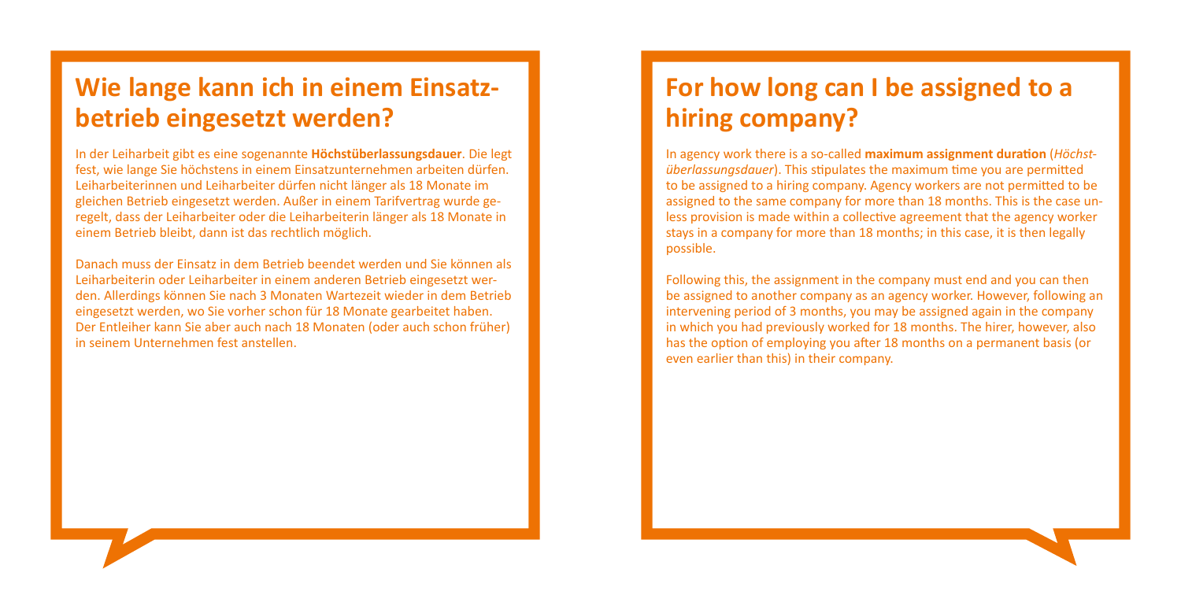## Wie lange kann ich in einem Einsatzbetrieb eingesetzt werden?

In der Leiharbeit gibt es eine sogenannte **Höchstüberlassungsdauer**. Die legt fest, wie lange Sie höchstens in einem Einsatzunternehmen arbeiten dürfen. Leiharbeiterinnen und Leiharbeiter dürfen nicht länger als 18 Monate im gleichen Betrieb eingesetzt werden. Außer in einem Tarifvertrag wurde geregelt, dass der Leiharbeiter oder die Leiharbeiterin länger als 18 Monate in einem Betrieb bleibt, dann ist das rechtlich möglich.

Danach muss der Einsatz in dem Betrieb beendet werden und Sie können als Leiharbeiterin oder Leiharbeiter in einem anderen Betrieb eingesetzt werden. Allerdings können Sie nach 3 Monaten Wartezeit wieder in dem Betrieb eingesetzt werden, wo Sie vorher schon für 18 Monate gearbeitet haben. Der Entleiher kann Sie aber auch nach 18 Monaten (oder auch schon früher) in seinem Unternehmen fest anstellen.

## For how long can I be assigned to a hiring company?

In agency work there is a so-called **maximum assignment duration** (*Höchstüberlassungsdauer*). This stipulates the maximum time you are permitted to be assigned to a hiring company. Agency workers are not permitted to be assigned to the same company for more than 18 months. This is the case unless provision is made within a collective agreement that the agency worker stays in a company for more than 18 months; in this case, it is then legally possible.

Following this, the assignment in the company must end and you can then be assigned to another company as an agency worker. However, following an intervening period of 3 months, you may be assigned again in the company in which you had previously worked for 18 months. The hirer, however, also has the option of employing you after 18 months on a permanent basis (or even earlier than this) in their company.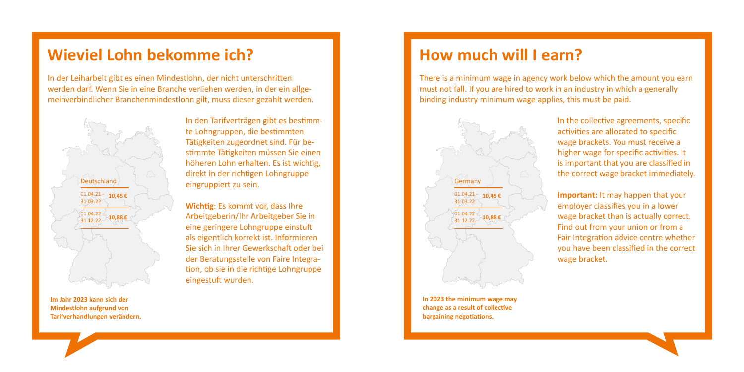# Wieviel Lohn bekomme ich?

In der Leiharbeit gibt es einen Mindestlohn, der nicht unterschritten werden darf. Wenn Sie in eine Branche verliehen werden, in der ein allgemeinverbindlicher Branchenmindestlohn gilt, muss dieser gezahlt werden.

Deutschland

| Zeitraum | Mindestlohn |
|---|---|
| 01.04.21 - 31.03.22 | **10,45 €** |
| 01.04.22 - 31.12.22 | **10,88 €** |

**Im Jahr 2023 kann sich der Mindestlohn aufgrund von Tarifverhandlungen verändern.**

In den Tarifverträgen gibt es bestimmte Lohngruppen, die bestimmten Tätigkeiten zugeordnet sind. Für bestimmte Tätigkeiten müssen Sie einen höheren Lohn erhalten. Es ist wichtig, direkt in der richtigen Lohngruppe eingruppiert zu sein.

**Wichtig**: Es kommt vor, dass Ihre Arbeitgeberin/Ihr Arbeitgeber Sie in eine geringere Lohngruppe einstuft als eigentlich korrekt ist. Informieren Sie sich in Ihrer Gewerkschaft oder bei der Beratungsstelle von Faire Integration, ob sie in die richtige Lohngruppe eingestuft wurden.

# How much will I earn?

There is a minimum wage in agency work below which the amount you earn must not fall. If you are hired to work in an industry in which a generally binding industry minimum wage applies, this must be paid.

Germany

| Period | Minimum wage |
|---|---|
| 01.04.21 - 31.03.22 | **10,45 €** |
| 01.04.22 - 31.12.22 | **10,88 €** |

**In 2023 the minimum wage may change as a result of collective bargaining negotiations.**

In the collective agreements, specific activities are allocated to specific wage brackets. You must receive a higher wage for specific activities. It is important that you are classified in the correct wage bracket immediately.

**Important:** It may happen that your employer classifies you in a lower wage bracket than is actually correct. Find out from your union or from a Fair Integration advice centre whether you have been classified in the correct wage bracket.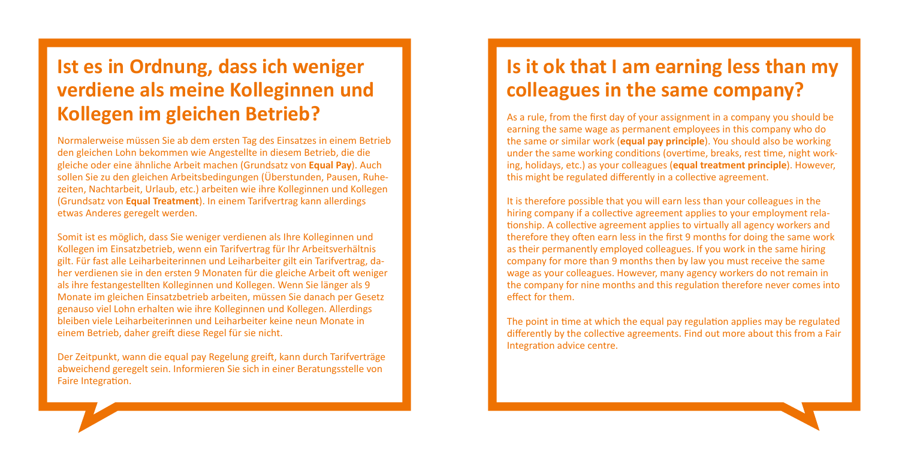## Ist es in Ordnung, dass ich weniger verdiene als meine Kolleginnen und Kollegen im gleichen Betrieb?

Normalerweise müssen Sie ab dem ersten Tag des Einsatzes in einem Betrieb den gleichen Lohn bekommen wie Angestellte in diesem Betrieb, die die gleiche oder eine ähnliche Arbeit machen (Grundsatz von **Equal Pay**). Auch sollen Sie zu den gleichen Arbeitsbedingungen (Überstunden, Pausen, Ruhezeiten, Nachtarbeit, Urlaub, etc.) arbeiten wie ihre Kolleginnen und Kollegen (Grundsatz von **Equal Treatment**). In einem Tarifvertrag kann allerdings etwas Anderes geregelt werden.

Somit ist es möglich, dass Sie weniger verdienen als Ihre Kolleginnen und Kollegen im Einsatzbetrieb, wenn ein Tarifvertrag für Ihr Arbeitsverhältnis gilt. Für fast alle Leiharbeiterinnen und Leiharbeiter gilt ein Tarifvertrag, daher verdienen sie in den ersten 9 Monaten für die gleiche Arbeit oft weniger als ihre festangestellten Kolleginnen und Kollegen. Wenn Sie länger als 9 Monate im gleichen Einsatzbetrieb arbeiten, müssen Sie danach per Gesetz genauso viel Lohn erhalten wie ihre Kolleginnen und Kollegen. Allerdings bleiben viele Leiharbeiterinnen und Leiharbeiter keine neun Monate in einem Betrieb, daher greift diese Regel für sie nicht.

Der Zeitpunkt, wann die equal pay Regelung greift, kann durch Tarifverträge abweichend geregelt sein. Informieren Sie sich in einer Beratungsstelle von Faire Integration.

## Is it ok that I am earning less than my colleagues in the same company?

As a rule, from the first day of your assignment in a company you should be earning the same wage as permanent employees in this company who do the same or similar work (**equal pay principle**). You should also be working under the same working conditions (overtime, breaks, rest time, night working, holidays, etc.) as your colleagues (**equal treatment principle**). However, this might be regulated differently in a collective agreement.

It is therefore possible that you will earn less than your colleagues in the hiring company if a collective agreement applies to your employment relationship. A collective agreement applies to virtually all agency workers and therefore they often earn less in the first 9 months for doing the same work as their permanently employed colleagues. If you work in the same hiring company for more than 9 months then by law you must receive the same wage as your colleagues. However, many agency workers do not remain in the company for nine months and this regulation therefore never comes into effect for them.

The point in time at which the equal pay regulation applies may be regulated differently by the collective agreements. Find out more about this from a Fair Integration advice centre.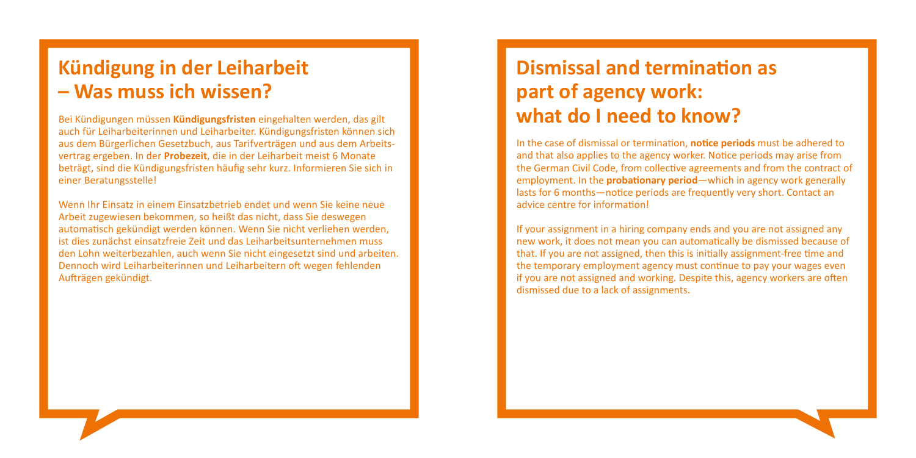## Kündigung in der Leiharbeit – Was muss ich wissen?

Bei Kündigungen müssen **Kündigungsfristen** eingehalten werden, das gilt auch für Leiharbeiterinnen und Leiharbeiter. Kündigungsfristen können sich aus dem Bürgerlichen Gesetzbuch, aus Tarifverträgen und aus dem Arbeitsvertrag ergeben. In der **Probezeit**, die in der Leiharbeit meist 6 Monate beträgt, sind die Kündigungsfristen häufig sehr kurz. Informieren Sie sich in einer Beratungsstelle!

Wenn Ihr Einsatz in einem Einsatzbetrieb endet und wenn Sie keine neue Arbeit zugewiesen bekommen, so heißt das nicht, dass Sie deswegen automatisch gekündigt werden können. Wenn Sie nicht verliehen werden, ist dies zunächst einsatzfreie Zeit und das Leiharbeitsunternehmen muss den Lohn weiterbezahlen, auch wenn Sie nicht eingesetzt sind und arbeiten. Dennoch wird Leiharbeiterinnen und Leiharbeitern oft wegen fehlenden Aufträgen gekündigt.

## Dismissal and termination as part of agency work: what do I need to know?

In the case of dismissal or termination, **notice periods** must be adhered to and that also applies to the agency worker. Notice periods may arise from the German Civil Code, from collective agreements and from the contract of employment. In the **probationary period**—which in agency work generally lasts for 6 months—notice periods are frequently very short. Contact an advice centre for information!

If your assignment in a hiring company ends and you are not assigned any new work, it does not mean you can automatically be dismissed because of that. If you are not assigned, then this is initially assignment-free time and the temporary employment agency must continue to pay your wages even if you are not assigned and working. Despite this, agency workers are often dismissed due to a lack of assignments.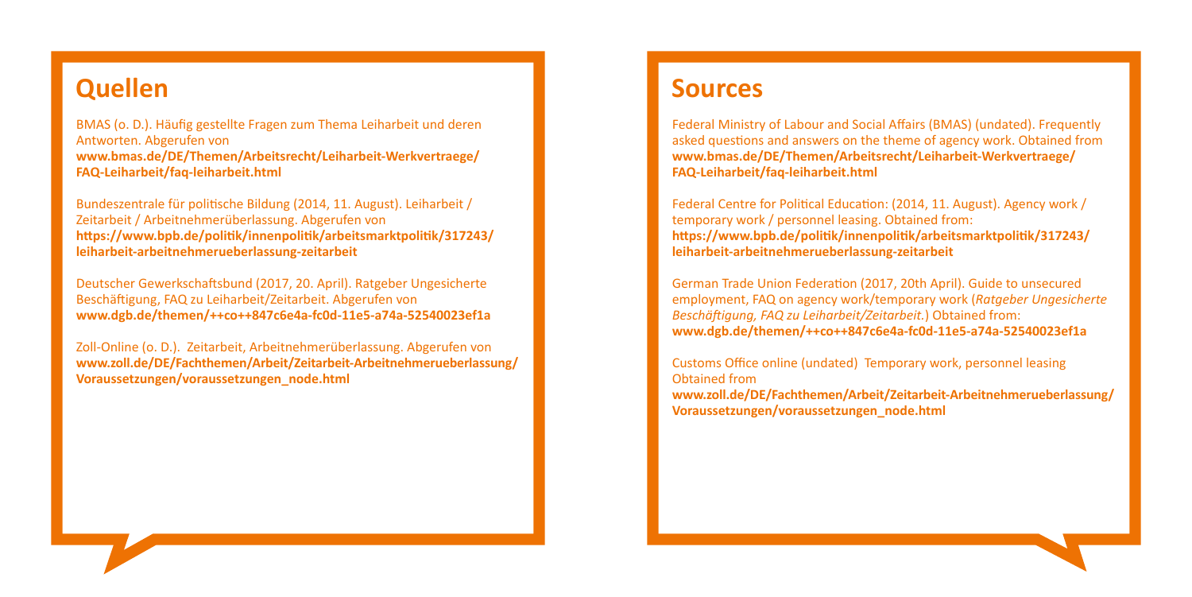## Quellen

BMAS (o. D.). Häufig gestellte Fragen zum Thema Leiharbeit und deren Antworten. Abgerufen von **www.bmas.de/DE/Themen/Arbeitsrecht/Leiharbeit-Werkvertraege/FAQ-Leiharbeit/faq-leiharbeit.html**

Bundeszentrale für politische Bildung (2014, 11. August). Leiharbeit / Zeitarbeit / Arbeitnehmerüberlassung. Abgerufen von **https://www.bpb.de/politik/innenpolitik/arbeitsmarktpolitik/317243/leiharbeit-arbeitnehmerueberlassung-zeitarbeit**

Deutscher Gewerkschaftsbund (2017, 20. April). Ratgeber Ungesicherte Beschäftigung, FAQ zu Leiharbeit/Zeitarbeit. Abgerufen von **www.dgb.de/themen/++co++847c6e4a-fc0d-11e5-a74a-52540023ef1a**

Zoll-Online (o. D.). Zeitarbeit, Arbeitnehmerüberlassung. Abgerufen von **www.zoll.de/DE/Fachthemen/Arbeit/Zeitarbeit-Arbeitnehmerueberlassung/Voraussetzungen/voraussetzungen_node.html**

## Sources

Federal Ministry of Labour and Social Affairs (BMAS) (undated). Frequently asked questions and answers on the theme of agency work. Obtained from **www.bmas.de/DE/Themen/Arbeitsrecht/Leiharbeit-Werkvertraege/FAQ-Leiharbeit/faq-leiharbeit.html**

Federal Centre for Political Education: (2014, 11. August). Agency work / temporary work / personnel leasing. Obtained from: **https://www.bpb.de/politik/innenpolitik/arbeitsmarktpolitik/317243/leiharbeit-arbeitnehmerueberlassung-zeitarbeit**

German Trade Union Federation (2017, 20th April). Guide to unsecured employment, FAQ on agency work/temporary work (*Ratgeber Ungesicherte Beschäftigung, FAQ zu Leiharbeit/Zeitarbeit.*) Obtained from: **www.dgb.de/themen/++co++847c6e4a-fc0d-11e5-a74a-52540023ef1a**

Customs Office online (undated) Temporary work, personnel leasing Obtained from **www.zoll.de/DE/Fachthemen/Arbeit/Zeitarbeit-Arbeitnehmerueberlassung/Voraussetzungen/voraussetzungen_node.html**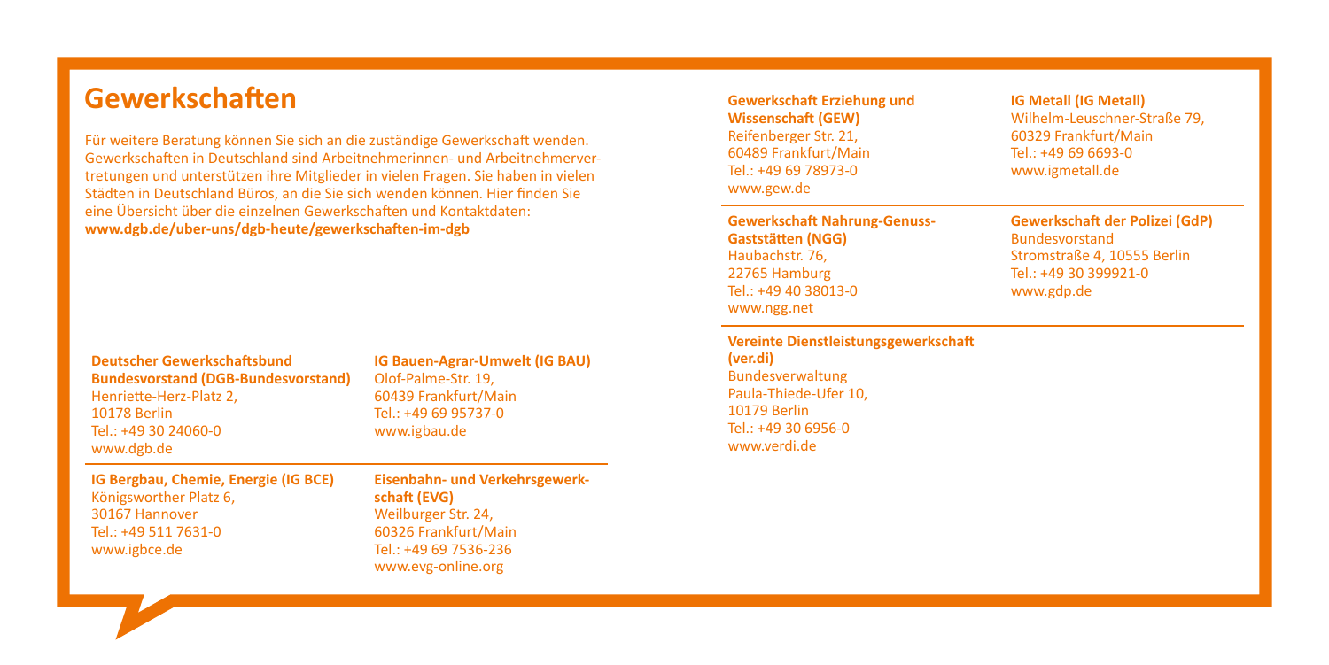## Gewerkschaften

Für weitere Beratung können Sie sich an die zuständige Gewerkschaft wenden. Gewerkschaften in Deutschland sind Arbeitnehmerinnen- und Arbeitnehmervertretungen und unterstützen ihre Mitglieder in vielen Fragen. Sie haben in vielen Städten in Deutschland Büros, an die Sie sich wenden können. Hier finden Sie eine Übersicht über die einzelnen Gewerkschaften und Kontaktdaten:
**www.dgb.de/uber-uns/dgb-heute/gewerkschaften-im-dgb**

**Deutscher Gewerkschaftsbund Bundesvorstand (DGB-Bundesvorstand)**
Henriette-Herz-Platz 2,
10178 Berlin
Tel.: +49 30 24060-0
www.dgb.de

**IG Bauen-Agrar-Umwelt (IG BAU)**
Olof-Palme-Str. 19,
60439 Frankfurt/Main
Tel.: +49 69 95737-0
www.igbau.de

**IG Bergbau, Chemie, Energie (IG BCE)**
Königsworther Platz 6,
30167 Hannover
Tel.: +49 511 7631-0
www.igbce.de

**Eisenbahn- und Verkehrsgewerkschaft (EVG)**
Weilburger Str. 24,
60326 Frankfurt/Main
Tel.: +49 69 7536-236
www.evg-online.org

**Gewerkschaft Erziehung und Wissenschaft (GEW)**
Reifenberger Str. 21,
60489 Frankfurt/Main
Tel.: +49 69 78973-0
www.gew.de

**IG Metall (IG Metall)**
Wilhelm-Leuschner-Straße 79,
60329 Frankfurt/Main
Tel.: +49 69 6693-0
www.igmetall.de

**Gewerkschaft Nahrung-Genuss-Gaststätten (NGG)**
Haubachstr. 76,
22765 Hamburg
Tel.: +49 40 38013-0
www.ngg.net

**Gewerkschaft der Polizei (GdP)**
Bundesvorstand
Stromstraße 4, 10555 Berlin
Tel.: +49 30 399921-0
www.gdp.de

**Vereinte Dienstleistungsgewerkschaft (ver.di)**
Bundesverwaltung
Paula-Thiede-Ufer 10,
10179 Berlin
Tel.: +49 30 6956-0
www.verdi.de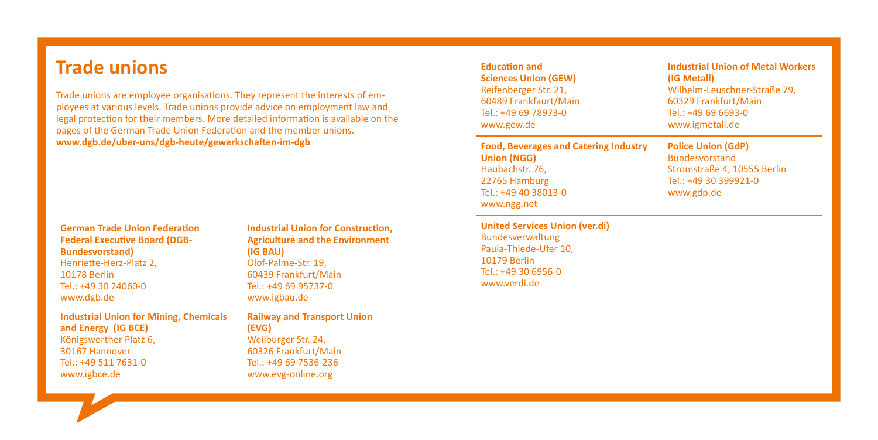## Trade unions

Trade unions are employee organisations. They represent the interests of employees at various levels. Trade unions provide advice on employment law and legal protection for their members. More detailed information is available on the pages of the German Trade Union Federation and the member unions.
**www.dgb.de/uber-uns/dgb-heute/gewerkschaften-im-dgb**

**German Trade Union Federation Federal Executive Board (DGB-Bundesvorstand)**
Henriette-Herz-Platz 2,
10178 Berlin
Tel.: +49 30 24060-0
www.dgb.de

**Industrial Union for Construction, Agriculture and the Environment (IG BAU)**
Olof-Palme-Str. 19,
60439 Frankfurt/Main
Tel.: +49 69 95737-0
www.igbau.de

**Industrial Union for Mining, Chemicals and Energy (IG BCE)**
Königsworther Platz 6,
30167 Hannover
Tel.: +49 511 7631-0
www.igbce.de

**Railway and Transport Union (EVG)**
Weilburger Str. 24,
60326 Frankfurt/Main
Tel.: +49 69 7536-236
www.evg-online.org

**Education and Sciences Union (GEW)**
Reifenberger Str. 21,
60489 Frankfaurt/Main
Tel.: +49 69 78973-0
www.gew.de

**Industrial Union of Metal Workers (IG Metall)**
Wilhelm-Leuschner-Straße 79,
60329 Frankfurt/Main
Tel.: +49 69 6693-0
www.igmetall.de

**Food, Beverages and Catering Industry Union (NGG)**
Haubachstr. 76,
22765 Hamburg
Tel.: +49 40 38013-0
www.ngg.net

**Police Union (GdP)**
Bundesvorstand
Stromstraße 4, 10555 Berlin
Tel.: +49 30 399921-0
www.gdp.de

**United Services Union (ver.di)**
Bundesverwaltung
Paula-Thiede-Ufer 10,
10179 Berlin
Tel.: +49 30 6956-0
www.verdi.de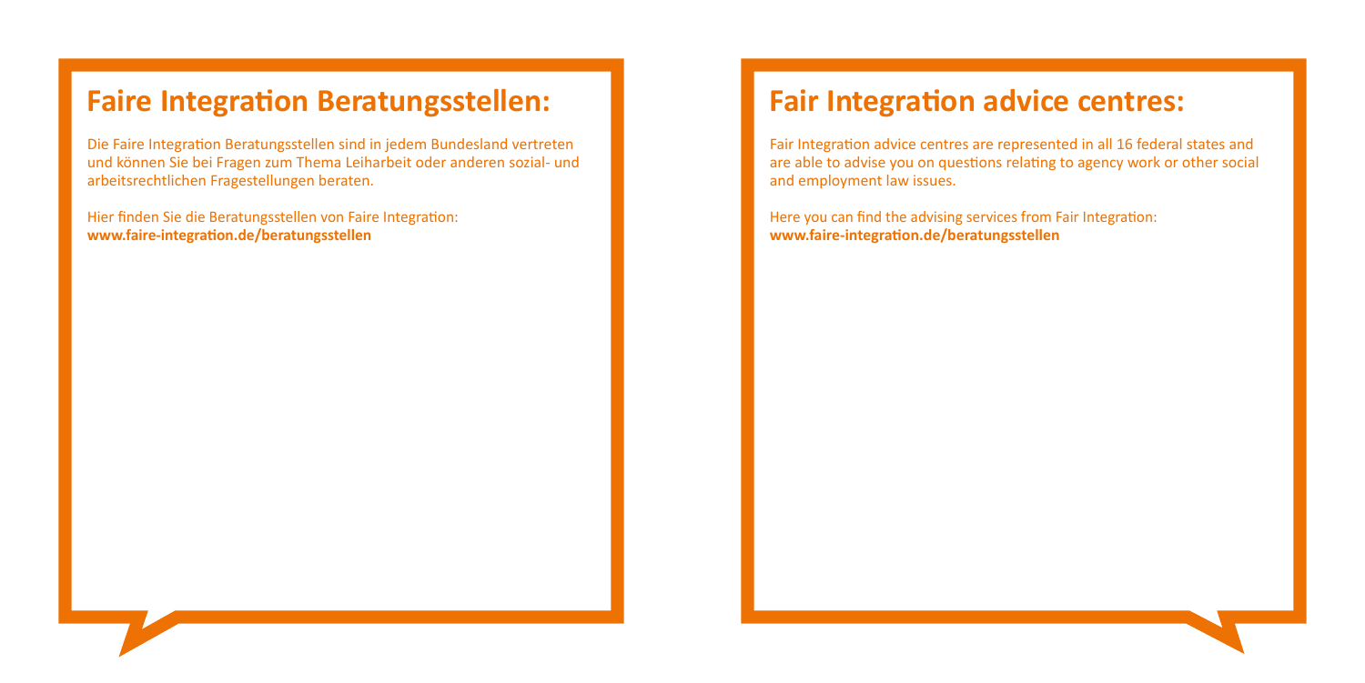## Faire Integration Beratungsstellen:

Die Faire Integration Beratungsstellen sind in jedem Bundesland vertreten und können Sie bei Fragen zum Thema Leiharbeit oder anderen sozial- und arbeitsrechtlichen Fragestellungen beraten.

Hier finden Sie die Beratungsstellen von Faire Integration:
**www.faire-integration.de/beratungsstellen**

## Fair Integration advice centres:

Fair Integration advice centres are represented in all 16 federal states and are able to advise you on questions relating to agency work or other social and employment law issues.

Here you can find the advising services from Fair Integration:
**www.faire-integration.de/beratungsstellen**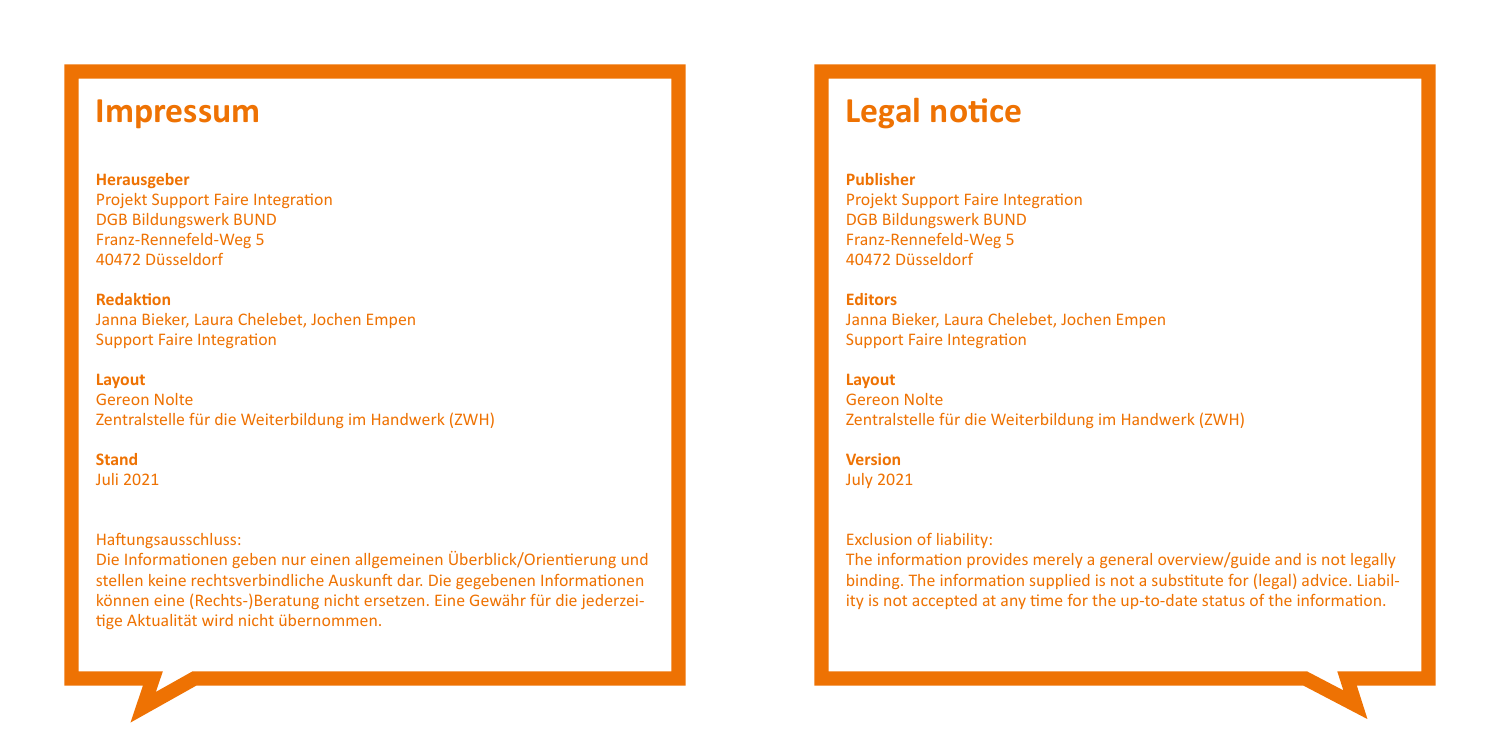## Impressum

**Herausgeber**
Projekt Support Faire Integration
DGB Bildungswerk BUND
Franz-Rennefeld-Weg 5
40472 Düsseldorf

**Redaktion**
Janna Bieker, Laura Chelebet, Jochen Empen
Support Faire Integration

**Layout**
Gereon Nolte
Zentralstelle für die Weiterbildung im Handwerk (ZWH)

**Stand**
Juli 2021

Haftungsausschluss:
Die Informationen geben nur einen allgemeinen Überblick/Orientierung und stellen keine rechtsverbindliche Auskunft dar. Die gegebenen Informationen können eine (Rechts-)Beratung nicht ersetzen. Eine Gewähr für die jederzeitige Aktualität wird nicht übernommen.

## Legal notice

**Publisher**
Projekt Support Faire Integration
DGB Bildungswerk BUND
Franz-Rennefeld-Weg 5
40472 Düsseldorf

**Editors**
Janna Bieker, Laura Chelebet, Jochen Empen
Support Faire Integration

**Layout**
Gereon Nolte
Zentralstelle für die Weiterbildung im Handwerk (ZWH)

**Version**
July 2021

Exclusion of liability:
The information provides merely a general overview/guide and is not legally binding. The information supplied is not a substitute for (legal) advice. Liability is not accepted at any time for the up-to-date status of the information.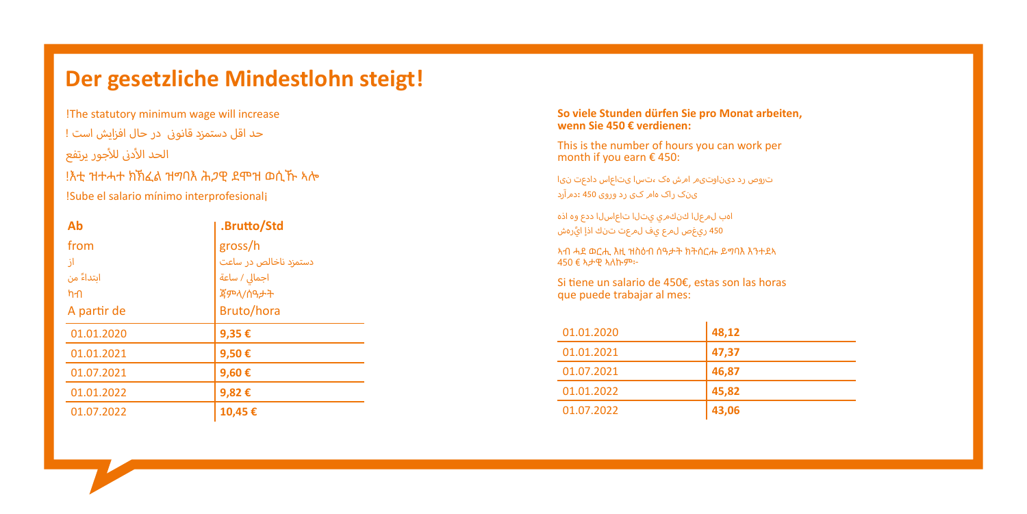# Der gesetzliche Mindestlohn steigt!

!The statutory minimum wage will increase

حد اقل دستمزد قانونی در حال افزایش است !

الحد الأدنى للأجور يرتفع

!እቲ ዝተሓተ ክኽፈል ዝግባእ ሕጋዊ ደሞዝ ወሲኹ ኣሎ

!Sube el salario mínimo interprofesional¡

| Ab<br>from<br>از<br>ابتداءً من<br>ካብ<br>A partir de | .Brutto/Std<br>gross/h<br>دستمزد ناخالص در ساعت<br>اجمالي / ساعة<br>ጃምላ/ሰዓታት<br>Bruto/hora |
|---|---|
| 01.01.2020 | **9,35 €** |
| 01.01.2021 | **9,50 €** |
| 01.07.2021 | **9,60 €** |
| 01.01.2022 | **9,82 €** |
| 01.07.2022 | **10,45 €** |

**So viele Stunden dürfen Sie pro Monat arbeiten, wenn Sie 450 € verdienen:**

This is the number of hours you can work per month if you earn € 450:

ترورص رد دیناوتیم امش هک ،تسا یتاعاس دادعت نیا
ینک راک هام کی رد وروی 450 :دمآرد

اهب لمعلا كنكمي يتلا تاعاسلا ددع وه اذه
450 ريغص لمع يف لمعت تنك اذإ ايًرهش

ኣብ ሓደ ወርሒ እዚ ዝስዕብ ሰዓታት ክትሰርሑ ይግባእ እንተደኣ
450 € ኣታዊ ኣለኩም፦

Si tiene un salario de 450€, estas son las horas que puede trabajar al mes:

| | |
|---|---|
| 01.01.2020 | **48,12** |
| 01.01.2021 | **47,37** |
| 01.07.2021 | **46,87** |
| 01.01.2022 | **45,82** |
| 01.07.2022 | **43,06** |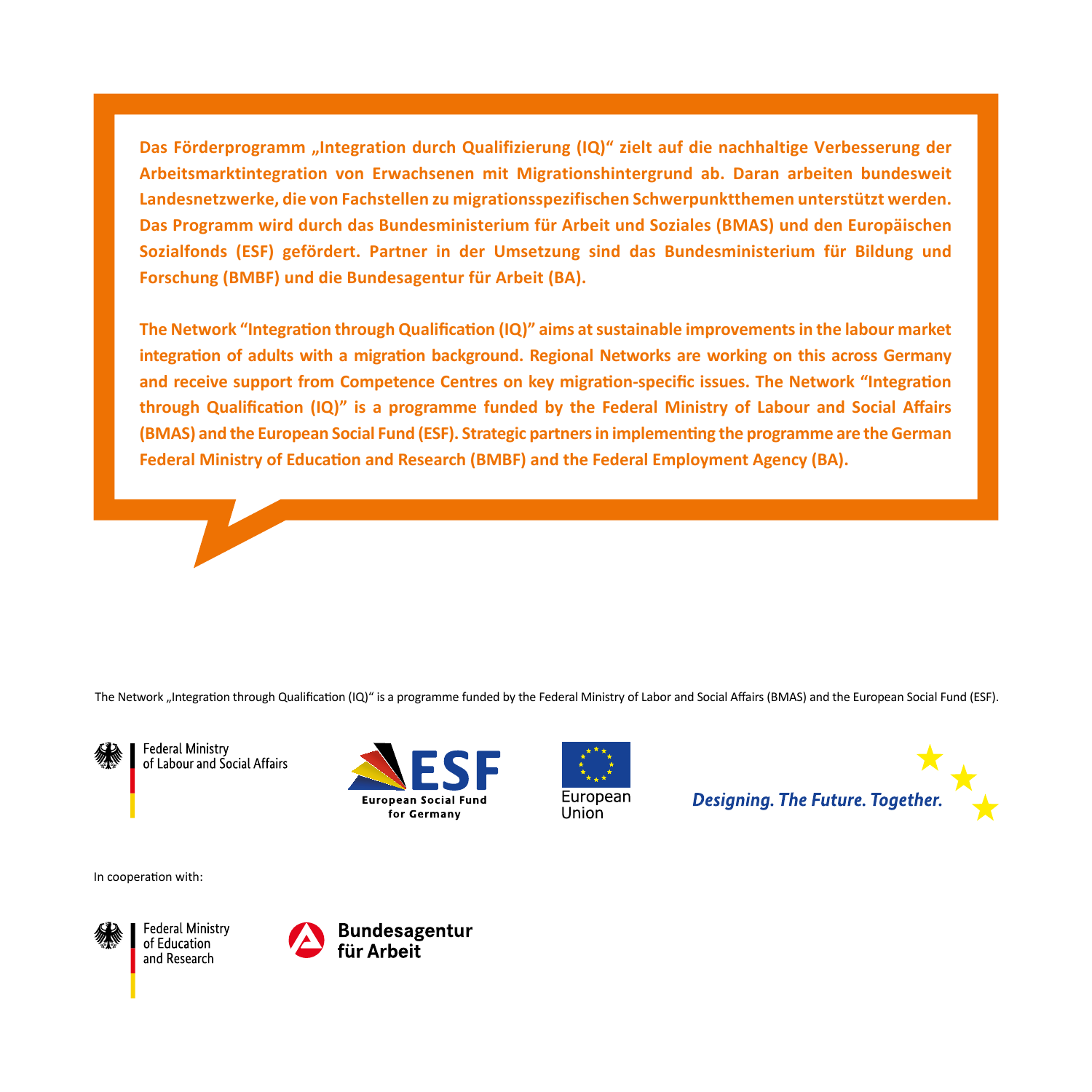**Das Förderprogramm „Integration durch Qualifizierung (IQ)“ zielt auf die nachhaltige Verbesserung der Arbeitsmarktintegration von Erwachsenen mit Migrationshintergrund ab. Daran arbeiten bundesweit Landesnetzwerke, die von Fachstellen zu migrationsspezifischen Schwerpunktthemen unterstützt werden. Das Programm wird durch das Bundesministerium für Arbeit und Soziales (BMAS) und den Europäischen Sozialfonds (ESF) gefördert. Partner in der Umsetzung sind das Bundesministerium für Bildung und Forschung (BMBF) und die Bundesagentur für Arbeit (BA).**

**The Network “Integration through Qualification (IQ)” aims at sustainable improvements in the labour market integration of adults with a migration background. Regional Networks are working on this across Germany and receive support from Competence Centres on key migration-specific issues. The Network “Integration through Qualification (IQ)” is a programme funded by the Federal Ministry of Labour and Social Affairs (BMAS) and the European Social Fund (ESF). Strategic partners in implementing the programme are the German Federal Ministry of Education and Research (BMBF) and the Federal Employment Agency (BA).**

The Network „Integration through Qualification (IQ)“ is a programme funded by the Federal Ministry of Labor and Social Affairs (BMAS) and the European Social Fund (ESF).

Federal Ministry of Labour and Social Affairs

ESF
European Social Fund for Germany

European Union

*Designing. The Future. Together.*

In cooperation with:

Federal Ministry of Education and Research

Bundesagentur für Arbeit